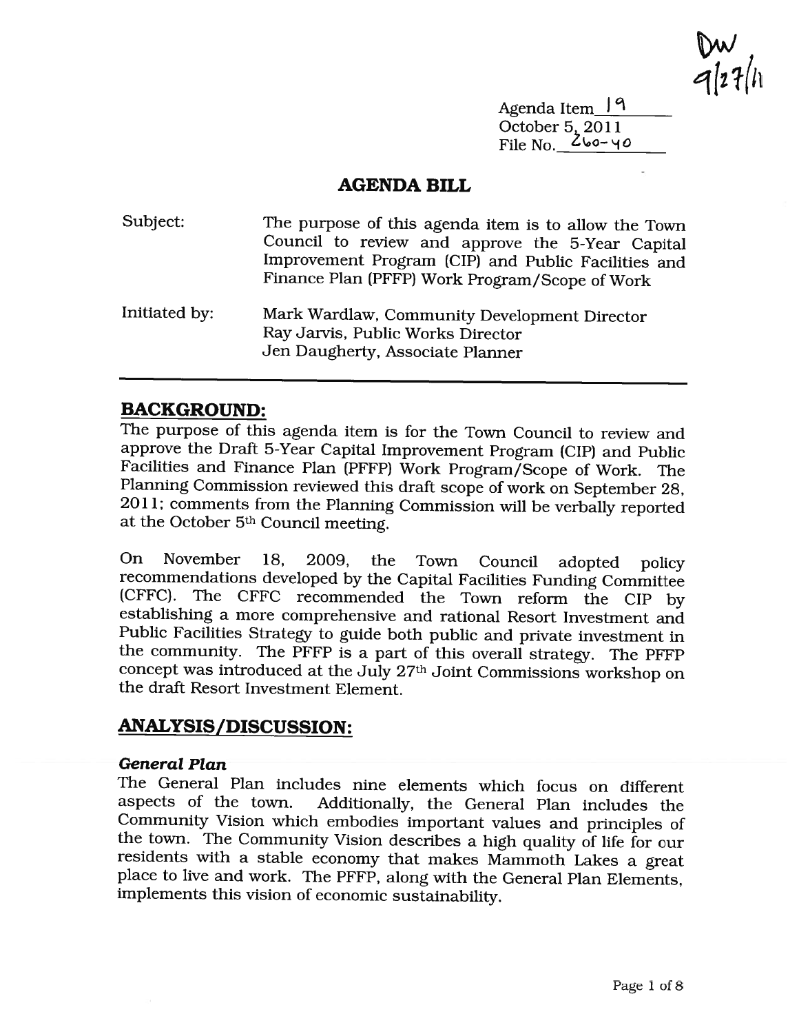DW
9/27/11

Agenda Item 19
October 5, 2011
File No. 260-40

# AGENDA BILL

Subject: The purpose of this agenda item is to allow the Town Council to review and approve the 5-Year Capital Improvement Program (CIP) and Public Facilities and Finance Plan (PFFP) Work Program/Scope of Work

Initiated by: Mark Wardlaw, Community Development Director
Ray Jarvis, Public Works Director
Jen Daugherty, Associate Planner

## BACKGROUND:

The purpose of this agenda item is for the Town Council to review and approve the Draft 5-Year Capital Improvement Program (CIP) and Public Facilities and Finance Plan (PFFP) Work Program/Scope of Work. The Planning Commission reviewed this draft scope of work on September 28, 2011; comments from the Planning Commission will be verbally reported at the October 5th Council meeting.

On November 18, 2009, the Town Council adopted policy recommendations developed by the Capital Facilities Funding Committee (CFFC). The CFFC recommended the Town reform the CIP by establishing a more comprehensive and rational Resort Investment and Public Facilities Strategy to guide both public and private investment in the community. The PFFP is a part of this overall strategy. The PFFP concept was introduced at the July 27th Joint Commissions workshop on the draft Resort Investment Element.

## ANALYSIS/DISCUSSION:

### *General Plan*

The General Plan includes nine elements which focus on different aspects of the town. Additionally, the General Plan includes the Community Vision which embodies important values and principles of the town. The Community Vision describes a high quality of life for our residents with a stable economy that makes Mammoth Lakes a great place to live and work. The PFFP, along with the General Plan Elements, implements this vision of economic sustainability.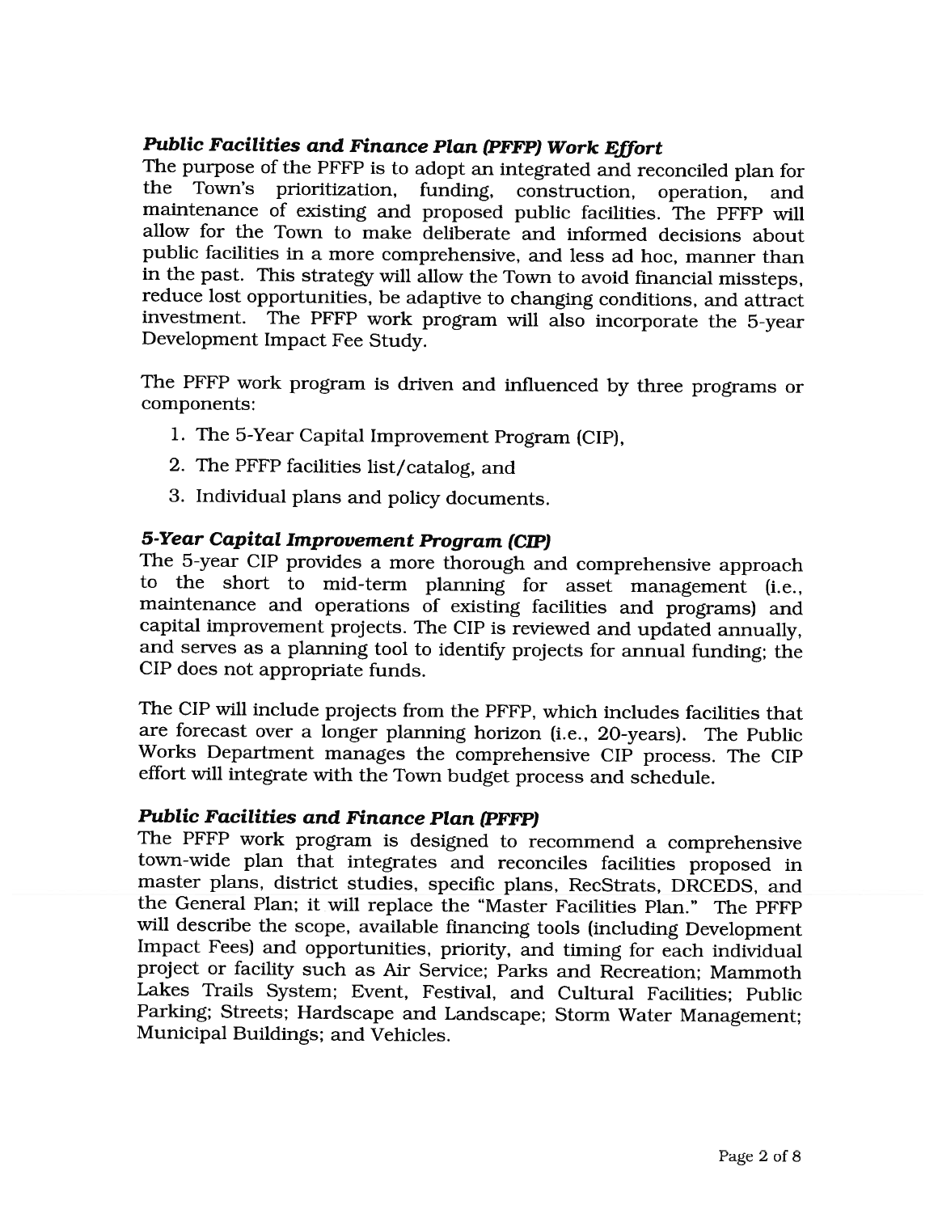### *Public Facilities and Finance Plan (PFFP) Work Effort*

The purpose of the PFFP is to adopt an integrated and reconciled plan for the Town's prioritization, funding, construction, operation, and maintenance of existing and proposed public facilities. The PFFP will allow for the Town to make deliberate and informed decisions about public facilities in a more comprehensive, and less ad hoc, manner than in the past. This strategy will allow the Town to avoid financial missteps, reduce lost opportunities, be adaptive to changing conditions, and attract investment. The PFFP work program will also incorporate the 5-year Development Impact Fee Study.

The PFFP work program is driven and influenced by three programs or components:

1. The 5-Year Capital Improvement Program (CIP),
2. The PFFP facilities list/catalog, and
3. Individual plans and policy documents.

### *5-Year Capital Improvement Program (CIP)*

The 5-year CIP provides a more thorough and comprehensive approach to the short to mid-term planning for asset management (i.e., maintenance and operations of existing facilities and programs) and capital improvement projects. The CIP is reviewed and updated annually, and serves as a planning tool to identify projects for annual funding; the CIP does not appropriate funds.

The CIP will include projects from the PFFP, which includes facilities that are forecast over a longer planning horizon (i.e., 20-years). The Public Works Department manages the comprehensive CIP process. The CIP effort will integrate with the Town budget process and schedule.

### *Public Facilities and Finance Plan (PFFP)*

The PFFP work program is designed to recommend a comprehensive town-wide plan that integrates and reconciles facilities proposed in master plans, district studies, specific plans, RecStrats, DRCEDS, and the General Plan; it will replace the "Master Facilities Plan." The PFFP will describe the scope, available financing tools (including Development Impact Fees) and opportunities, priority, and timing for each individual project or facility such as Air Service; Parks and Recreation; Mammoth Lakes Trails System; Event, Festival, and Cultural Facilities; Public Parking; Streets; Hardscape and Landscape; Storm Water Management; Municipal Buildings; and Vehicles.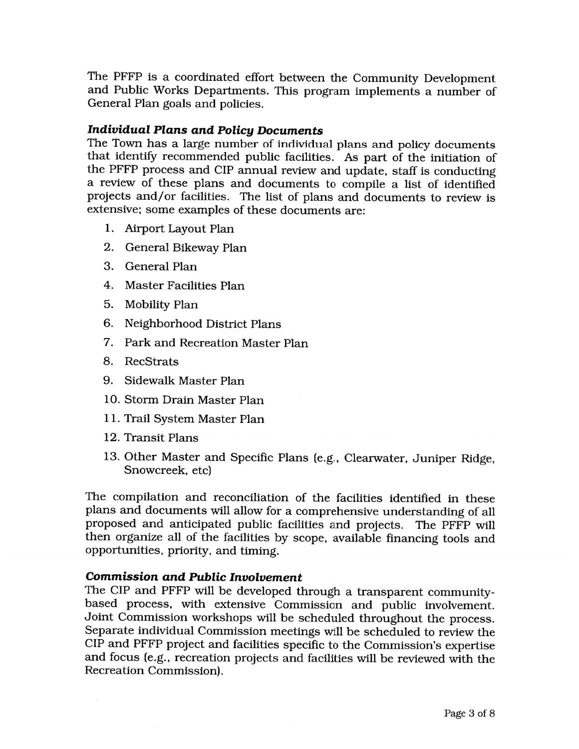The PFFP is a coordinated effort between the Community Development and Public Works Departments. This program implements a number of General Plan goals and policies.

### *Individual Plans and Policy Documents*

The Town has a large number of individual plans and policy documents that identify recommended public facilities. As part of the initiation of the PFFP process and CIP annual review and update, staff is conducting a review of these plans and documents to compile a list of identified projects and/or facilities. The list of plans and documents to review is extensive; some examples of these documents are:

1. Airport Layout Plan
2. General Bikeway Plan
3. General Plan
4. Master Facilities Plan
5. Mobility Plan
6. Neighborhood District Plans
7. Park and Recreation Master Plan
8. RecStrats
9. Sidewalk Master Plan
10. Storm Drain Master Plan
11. Trail System Master Plan
12. Transit Plans
13. Other Master and Specific Plans (e.g., Clearwater, Juniper Ridge, Snowcreek, etc)

The compilation and reconciliation of the facilities identified in these plans and documents will allow for a comprehensive understanding of all proposed and anticipated public facilities and projects. The PFFP will then organize all of the facilities by scope, available financing tools and opportunities, priority, and timing.

### *Commission and Public Involvement*

The CIP and PFFP will be developed through a transparent community-based process, with extensive Commission and public involvement. Joint Commission workshops will be scheduled throughout the process. Separate individual Commission meetings will be scheduled to review the CIP and PFFP project and facilities specific to the Commission's expertise and focus (e.g., recreation projects and facilities will be reviewed with the Recreation Commission).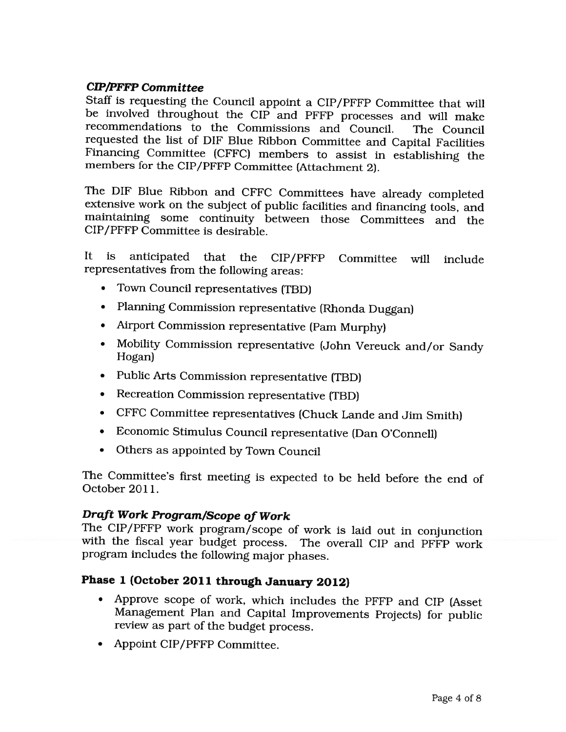### *CIP/PFFP Committee*

Staff is requesting the Council appoint a CIP/PFFP Committee that will be involved throughout the CIP and PFFP processes and will make recommendations to the Commissions and Council. The Council requested the list of DIF Blue Ribbon Committee and Capital Facilities Financing Committee (CFFC) members to assist in establishing the members for the CIP/PFFP Committee (Attachment 2).

The DIF Blue Ribbon and CFFC Committees have already completed extensive work on the subject of public facilities and financing tools, and maintaining some continuity between those Committees and the CIP/PFFP Committee is desirable.

It is anticipated that the CIP/PFFP Committee will include representatives from the following areas:

- Town Council representatives (TBD)
- Planning Commission representative (Rhonda Duggan)
- Airport Commission representative (Pam Murphy)
- Mobility Commission representative (John Vereuck and/or Sandy Hogan)
- Public Arts Commission representative (TBD)
- Recreation Commission representative (TBD)
- CFFC Committee representatives (Chuck Lande and Jim Smith)
- Economic Stimulus Council representative (Dan O'Connell)
- Others as appointed by Town Council

The Committee's first meeting is expected to be held before the end of October 2011.

### *Draft Work Program/Scope of Work*

The CIP/PFFP work program/scope of work is laid out in conjunction with the fiscal year budget process. The overall CIP and PFFP work program includes the following major phases.

### **Phase 1 (October 2011 through January 2012)**

- Approve scope of work, which includes the PFFP and CIP (Asset Management Plan and Capital Improvements Projects) for public review as part of the budget process.
- Appoint CIP/PFFP Committee.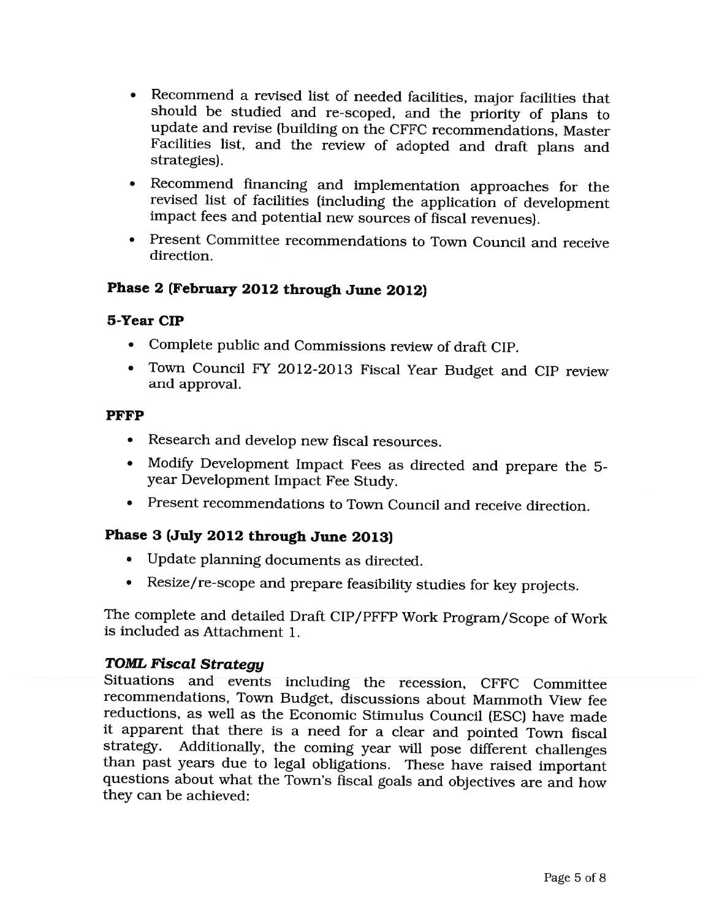- Recommend a revised list of needed facilities, major facilities that should be studied and re-scoped, and the priority of plans to update and revise (building on the CFFC recommendations, Master Facilities list, and the review of adopted and draft plans and strategies).
- Recommend financing and implementation approaches for the revised list of facilities (including the application of development impact fees and potential new sources of fiscal revenues).
- Present Committee recommendations to Town Council and receive direction.

### Phase 2 (February 2012 through June 2012)

#### 5-Year CIP

- Complete public and Commissions review of draft CIP.
- Town Council FY 2012-2013 Fiscal Year Budget and CIP review and approval.

#### PFFP

- Research and develop new fiscal resources.
- Modify Development Impact Fees as directed and prepare the 5-year Development Impact Fee Study.
- Present recommendations to Town Council and receive direction.

### Phase 3 (July 2012 through June 2013)

- Update planning documents as directed.
- Resize/re-scope and prepare feasibility studies for key projects.

The complete and detailed Draft CIP/PFFP Work Program/Scope of Work is included as Attachment 1.

### *TOML Fiscal Strategy*

Situations and events including the recession, CFFC Committee recommendations, Town Budget, discussions about Mammoth View fee reductions, as well as the Economic Stimulus Council (ESC) have made it apparent that there is a need for a clear and pointed Town fiscal strategy. Additionally, the coming year will pose different challenges than past years due to legal obligations. These have raised important questions about what the Town's fiscal goals and objectives are and how they can be achieved: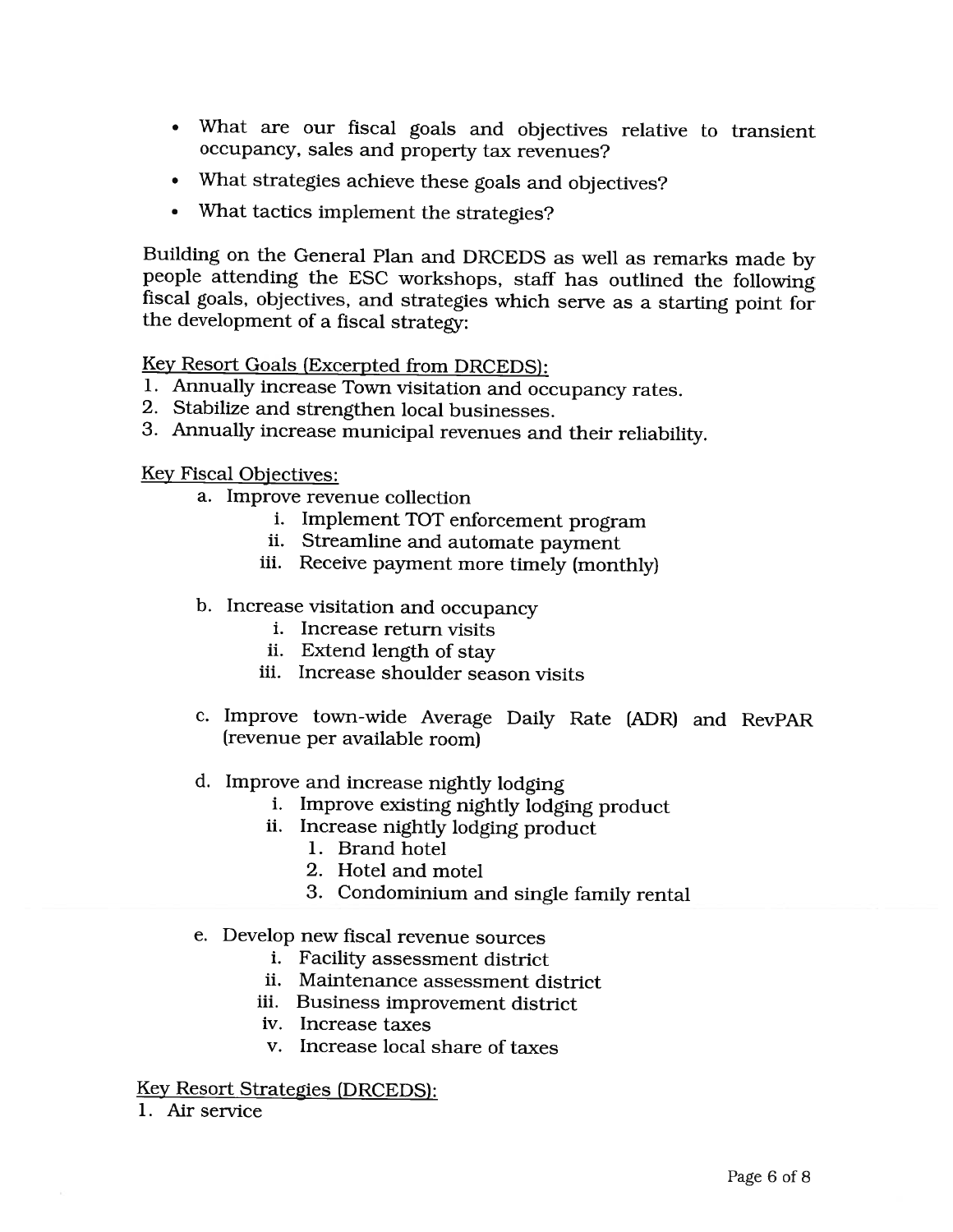- What are our fiscal goals and objectives relative to transient occupancy, sales and property tax revenues?
- What strategies achieve these goals and objectives?
- What tactics implement the strategies?

Building on the General Plan and DRCEDS as well as remarks made by people attending the ESC workshops, staff has outlined the following fiscal goals, objectives, and strategies which serve as a starting point for the development of a fiscal strategy:

<u>Key Resort Goals (Excerpted from DRCEDS):</u>

1. Annually increase Town visitation and occupancy rates.
2. Stabilize and strengthen local businesses.
3. Annually increase municipal revenues and their reliability.

<u>Key Fiscal Objectives:</u>

a. Improve revenue collection
    i. Implement TOT enforcement program
    ii. Streamline and automate payment
    iii. Receive payment more timely (monthly)

b. Increase visitation and occupancy
    i. Increase return visits
    ii. Extend length of stay
    iii. Increase shoulder season visits

c. Improve town-wide Average Daily Rate (ADR) and RevPAR (revenue per available room)

d. Improve and increase nightly lodging
    i. Improve existing nightly lodging product
    ii. Increase nightly lodging product
        1. Brand hotel
        2. Hotel and motel
        3. Condominium and single family rental

e. Develop new fiscal revenue sources
    i. Facility assessment district
    ii. Maintenance assessment district
    iii. Business improvement district
    iv. Increase taxes
    v. Increase local share of taxes

<u>Key Resort Strategies (DRCEDS):</u>

1. Air service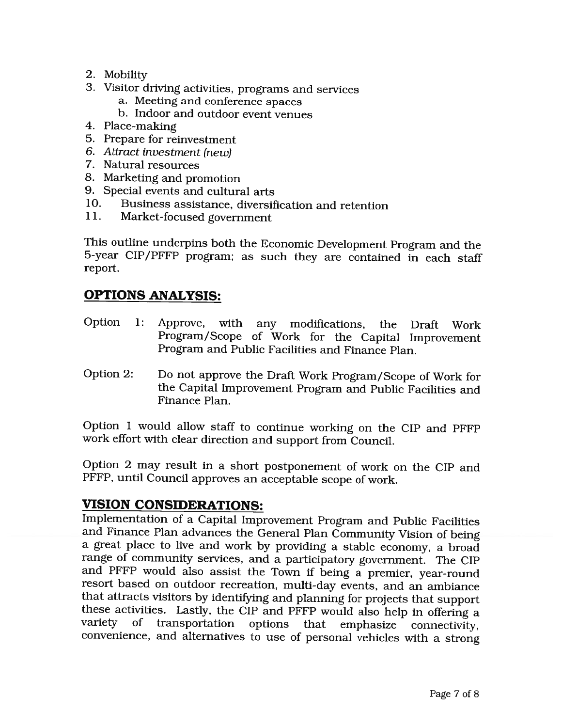2. Mobility
3. Visitor driving activities, programs and services
    a. Meeting and conference spaces
    b. Indoor and outdoor event venues
4. Place-making
5. Prepare for reinvestment
6. *Attract investment (new)*
7. Natural resources
8. Marketing and promotion
9. Special events and cultural arts
10. Business assistance, diversification and retention
11. Market-focused government

This outline underpins both the Economic Development Program and the 5-year CIP/PFFP program; as such they are contained in each staff report.

## OPTIONS ANALYSIS:

Option 1: Approve, with any modifications, the Draft Work Program/Scope of Work for the Capital Improvement Program and Public Facilities and Finance Plan.

Option 2: Do not approve the Draft Work Program/Scope of Work for the Capital Improvement Program and Public Facilities and Finance Plan.

Option 1 would allow staff to continue working on the CIP and PFFP work effort with clear direction and support from Council.

Option 2 may result in a short postponement of work on the CIP and PFFP, until Council approves an acceptable scope of work.

## VISION CONSIDERATIONS:

Implementation of a Capital Improvement Program and Public Facilities and Finance Plan advances the General Plan Community Vision of being a great place to live and work by providing a stable economy, a broad range of community services, and a participatory government. The CIP and PFFP would also assist the Town if being a premier, year-round resort based on outdoor recreation, multi-day events, and an ambiance that attracts visitors by identifying and planning for projects that support these activities. Lastly, the CIP and PFFP would also help in offering a variety of transportation options that emphasize connectivity, convenience, and alternatives to use of personal vehicles with a strong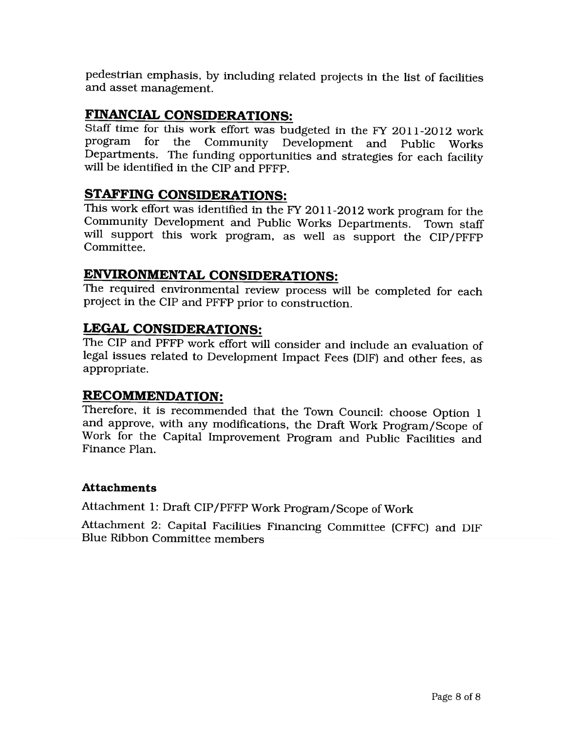pedestrian emphasis, by including related projects in the list of facilities and asset management.

## FINANCIAL CONSIDERATIONS:

Staff time for this work effort was budgeted in the FY 2011-2012 work program for the Community Development and Public Works Departments. The funding opportunities and strategies for each facility will be identified in the CIP and PFFP.

## STAFFING CONSIDERATIONS:

This work effort was identified in the FY 2011-2012 work program for the Community Development and Public Works Departments. Town staff will support this work program, as well as support the CIP/PFFP Committee.

## ENVIRONMENTAL CONSIDERATIONS:

The required environmental review process will be completed for each project in the CIP and PFFP prior to construction.

## LEGAL CONSIDERATIONS:

The CIP and PFFP work effort will consider and include an evaluation of legal issues related to Development Impact Fees (DIF) and other fees, as appropriate.

## RECOMMENDATION:

Therefore, it is recommended that the Town Council: choose Option 1 and approve, with any modifications, the Draft Work Program/Scope of Work for the Capital Improvement Program and Public Facilities and Finance Plan.

### Attachments

Attachment 1: Draft CIP/PFFP Work Program/Scope of Work

Attachment 2: Capital Facilities Financing Committee (CFFC) and DIF Blue Ribbon Committee members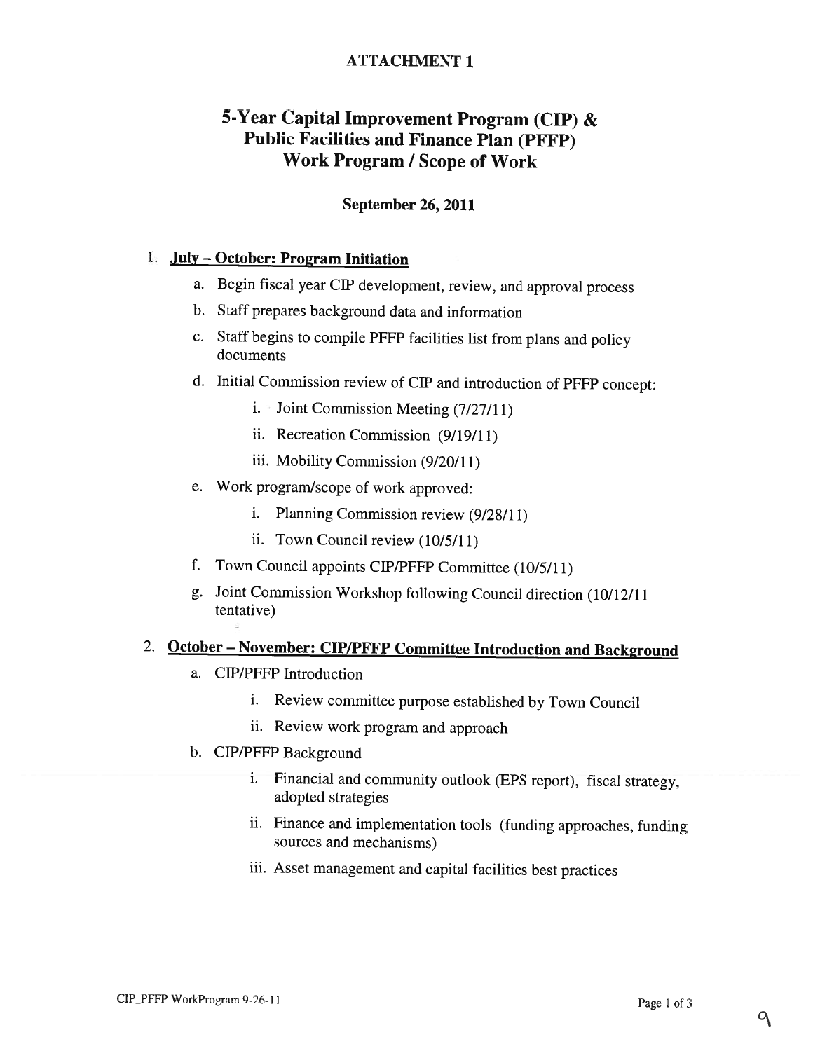**ATTACHMENT 1**

# 5-Year Capital Improvement Program (CIP) & Public Facilities and Finance Plan (PFFP) Work Program / Scope of Work

**September 26, 2011**

1. **July – October: Program Initiation**
   a. Begin fiscal year CIP development, review, and approval process
   b. Staff prepares background data and information
   c. Staff begins to compile PFFP facilities list from plans and policy documents
   d. Initial Commission review of CIP and introduction of PFFP concept:
      i. Joint Commission Meeting (7/27/11)
      ii. Recreation Commission (9/19/11)
      iii. Mobility Commission (9/20/11)
   e. Work program/scope of work approved:
      i. Planning Commission review (9/28/11)
      ii. Town Council review (10/5/11)
   f. Town Council appoints CIP/PFFP Committee (10/5/11)
   g. Joint Commission Workshop following Council direction (10/12/11 tentative)

2. **October – November: CIP/PFFP Committee Introduction and Background**
   a. CIP/PFFP Introduction
      i. Review committee purpose established by Town Council
      ii. Review work program and approach
   b. CIP/PFFP Background
      i. Financial and community outlook (EPS report), fiscal strategy, adopted strategies
      ii. Finance and implementation tools (funding approaches, funding sources and mechanisms)
      iii. Asset management and capital facilities best practices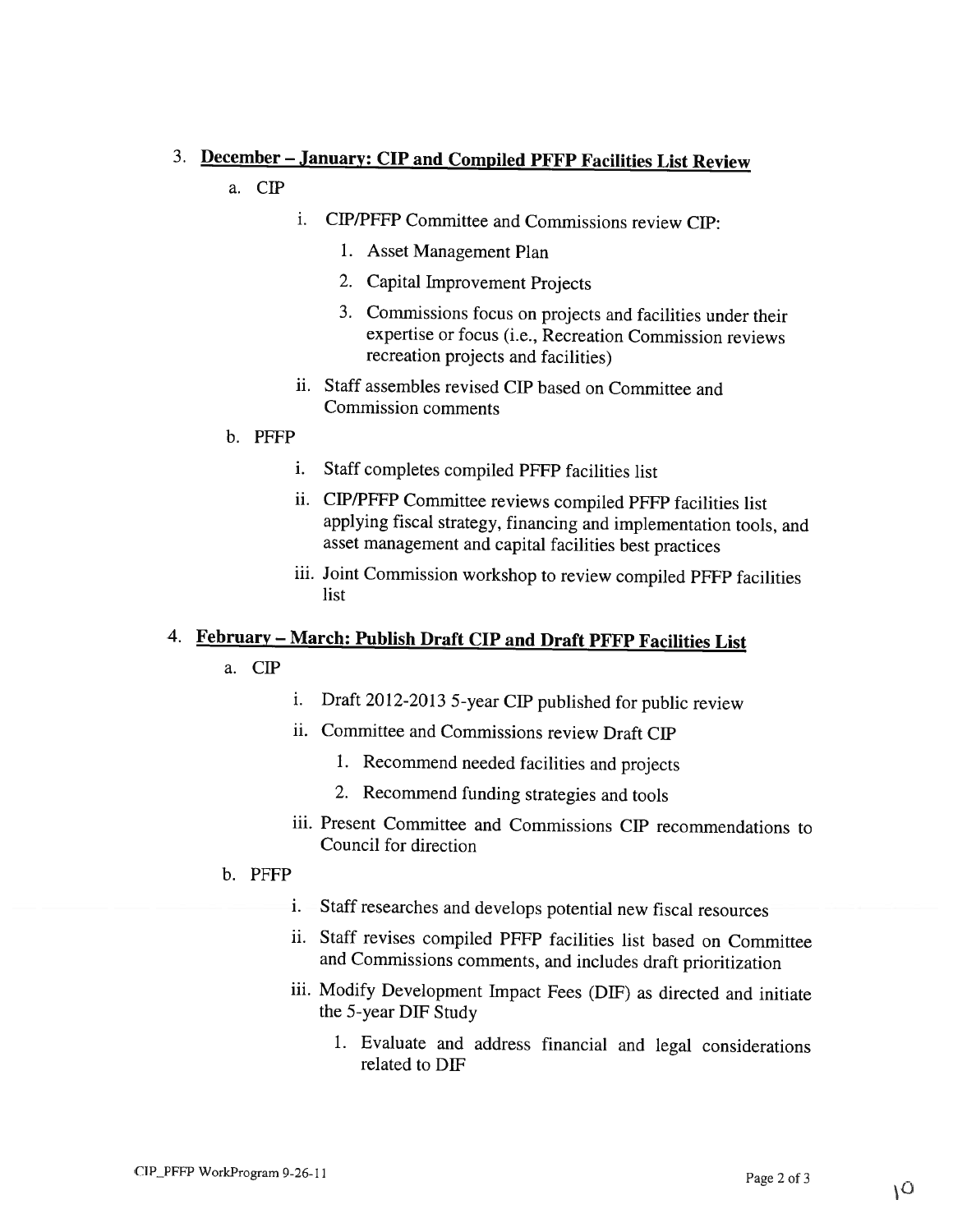3. **December – January: CIP and Compiled PFFP Facilities List Review**
   a. CIP
      i. CIP/PFFP Committee and Commissions review CIP:
         1. Asset Management Plan
         2. Capital Improvement Projects
         3. Commissions focus on projects and facilities under their expertise or focus (i.e., Recreation Commission reviews recreation projects and facilities)
      ii. Staff assembles revised CIP based on Committee and Commission comments
   b. PFFP
      i. Staff completes compiled PFFP facilities list
      ii. CIP/PFFP Committee reviews compiled PFFP facilities list applying fiscal strategy, financing and implementation tools, and asset management and capital facilities best practices
      iii. Joint Commission workshop to review compiled PFFP facilities list

4. **February – March: Publish Draft CIP and Draft PFFP Facilities List**
   a. CIP
      i. Draft 2012-2013 5-year CIP published for public review
      ii. Committee and Commissions review Draft CIP
         1. Recommend needed facilities and projects
         2. Recommend funding strategies and tools
      iii. Present Committee and Commissions CIP recommendations to Council for direction
   b. PFFP
      i. Staff researches and develops potential new fiscal resources
      ii. Staff revises compiled PFFP facilities list based on Committee and Commissions comments, and includes draft prioritization
      iii. Modify Development Impact Fees (DIF) as directed and initiate the 5-year DIF Study
         1. Evaluate and address financial and legal considerations related to DIF

CIP_PFFP WorkProgram 9-26-11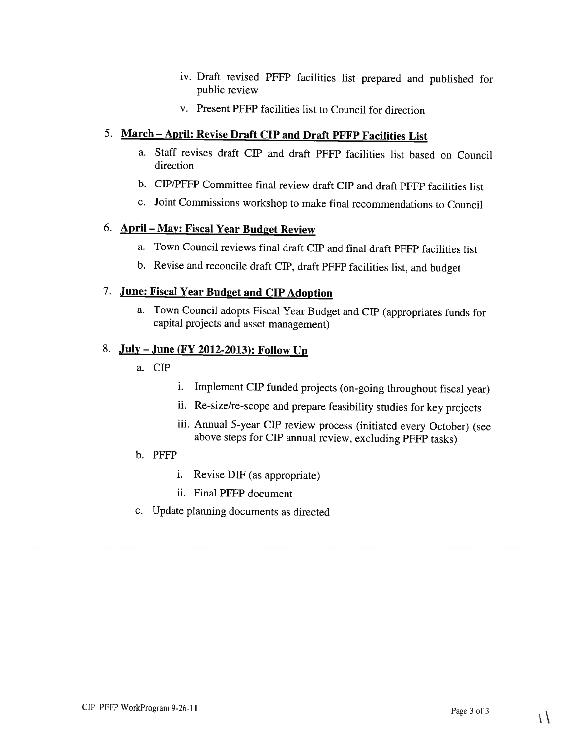iv. Draft revised PFFP facilities list prepared and published for public review

v. Present PFFP facilities list to Council for direction

5. **March – April: Revise Draft CIP and Draft PFFP Facilities List**

   a. Staff revises draft CIP and draft PFFP facilities list based on Council direction

   b. CIP/PFFP Committee final review draft CIP and draft PFFP facilities list

   c. Joint Commissions workshop to make final recommendations to Council

6. **April – May: Fiscal Year Budget Review**

   a. Town Council reviews final draft CIP and final draft PFFP facilities list

   b. Revise and reconcile draft CIP, draft PFFP facilities list, and budget

7. **June: Fiscal Year Budget and CIP Adoption**

   a. Town Council adopts Fiscal Year Budget and CIP (appropriates funds for capital projects and asset management)

8. **July – June (FY 2012-2013): Follow Up**

   a. CIP

      i. Implement CIP funded projects (on-going throughout fiscal year)

      ii. Re-size/re-scope and prepare feasibility studies for key projects

      iii. Annual 5-year CIP review process (initiated every October) (see above steps for CIP annual review, excluding PFFP tasks)

   b. PFFP

      i. Revise DIF (as appropriate)

      ii. Final PFFP document

   c. Update planning documents as directed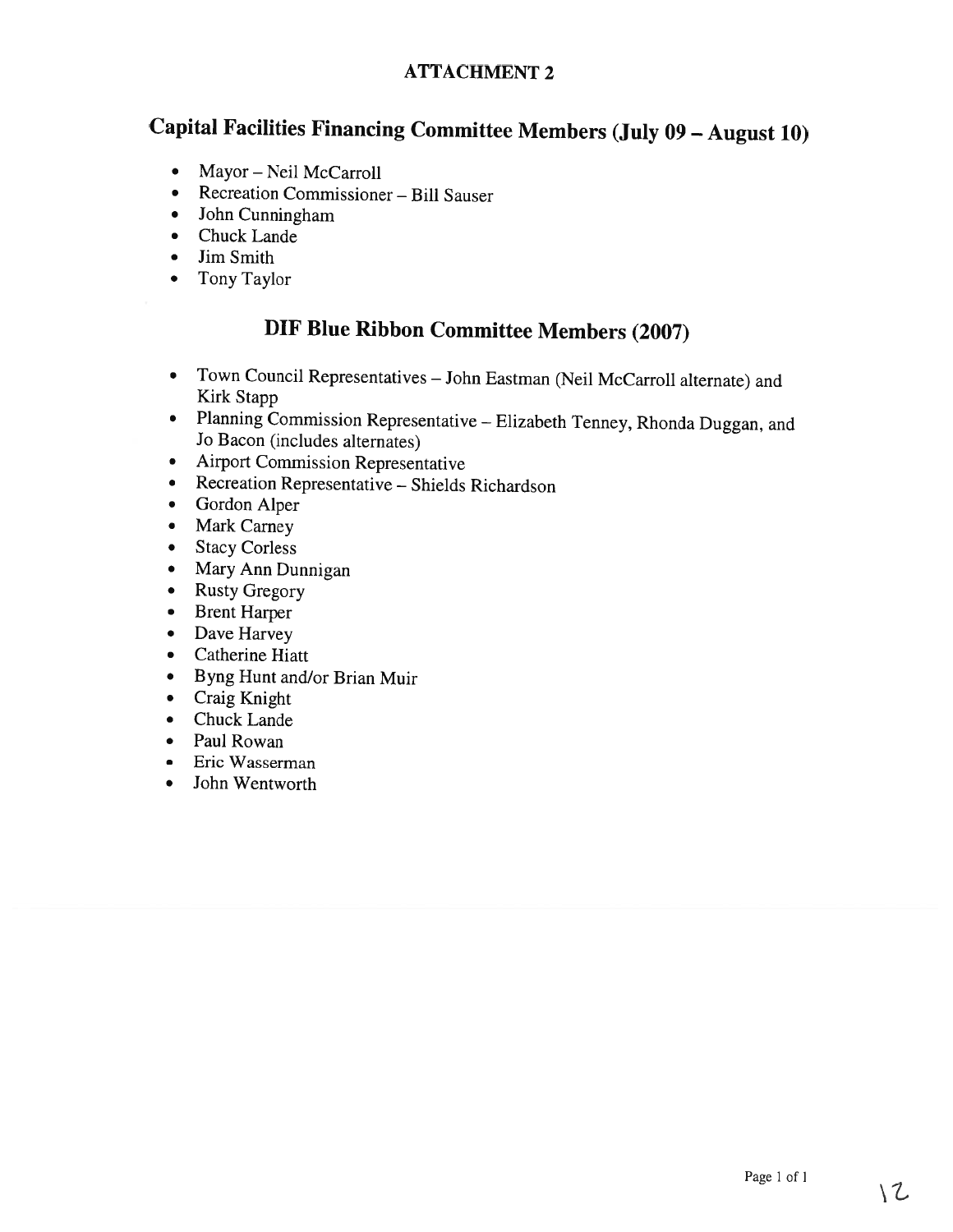**ATTACHMENT 2**

## Capital Facilities Financing Committee Members (July 09 – August 10)

- Mayor – Neil McCarroll
- Recreation Commissioner – Bill Sauser
- John Cunningham
- Chuck Lande
- Jim Smith
- Tony Taylor

## DIF Blue Ribbon Committee Members (2007)

- Town Council Representatives – John Eastman (Neil McCarroll alternate) and Kirk Stapp
- Planning Commission Representative – Elizabeth Tenney, Rhonda Duggan, and Jo Bacon (includes alternates)
- Airport Commission Representative
- Recreation Representative – Shields Richardson
- Gordon Alper
- Mark Carney
- Stacy Corless
- Mary Ann Dunnigan
- Rusty Gregory
- Brent Harper
- Dave Harvey
- Catherine Hiatt
- Byng Hunt and/or Brian Muir
- Craig Knight
- Chuck Lande
- Paul Rowan
- Eric Wasserman
- John Wentworth